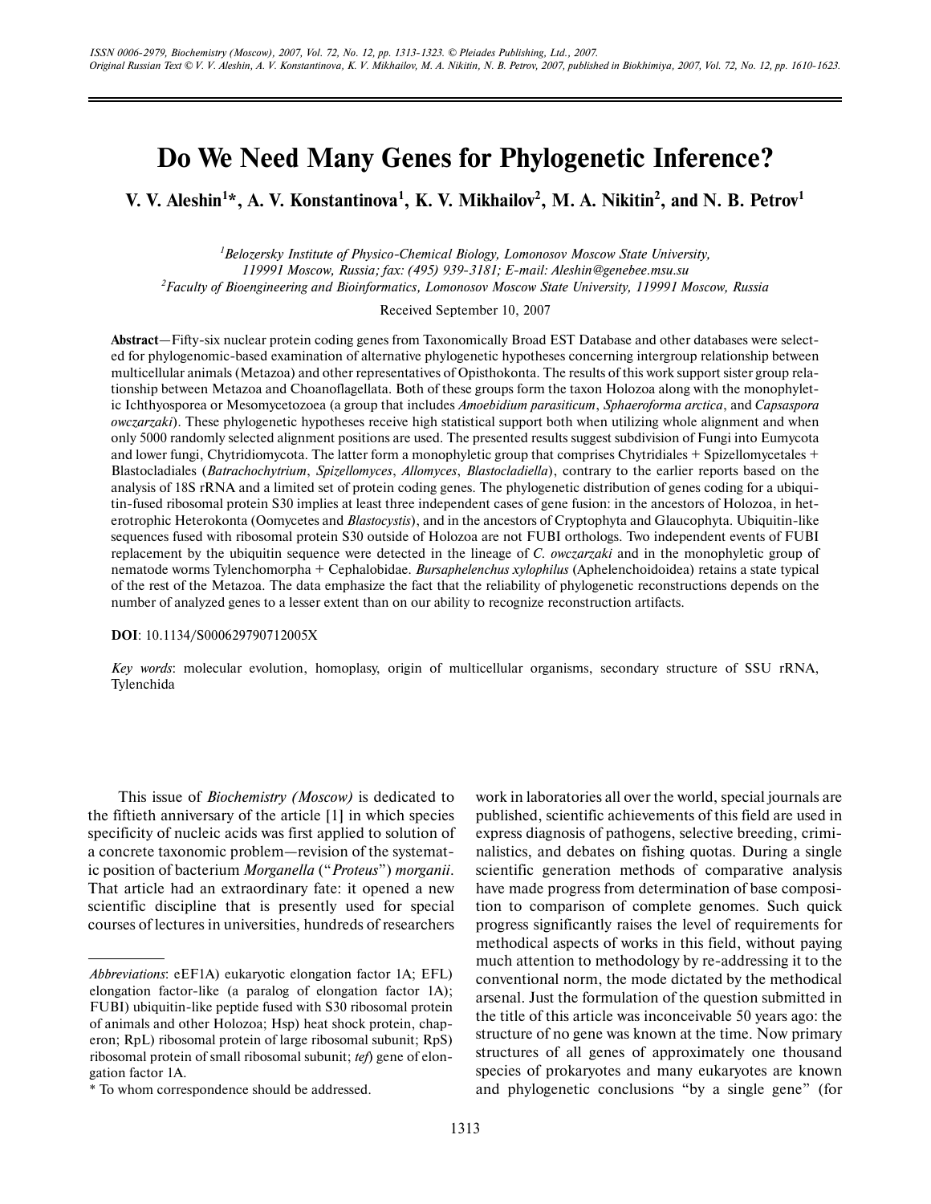# Do We Need Many Genes for Phylogenetic Inference?

**V. V. Aleshin[1]*, A. V. Konstantinova[1], K. V. Mikhailov[2], M. A. Nikitin[2], and N. B. Petrov[1]**

[1]*Belozersky Institute of Physico-Chemical Biology, Lomonosov Moscow State University, 119991 Moscow, Russia; fax: (495) 939-3181; E-mail: Aleshin@genebee.msu.su*

[2]*Faculty of Bioengineering and Bioinformatics, Lomonosov Moscow State University, 119991 Moscow, Russia*

Received September 10, 2007

**Abstract**—Fifty-six nuclear protein coding genes from Taxonomically Broad EST Database and other databases were selected for phylogenomic-based examination of alternative phylogenetic hypotheses concerning intergroup relationship between multicellular animals (Metazoa) and other representatives of Opisthokonta. The results of this work support sister group relationship between Metazoa and Choanoflagellata. Both of these groups form the taxon Holozoa along with the monophyletic Ichthyosporea or Mesomycetozoea (a group that includes *Amoebidium parasiticum*, *Sphaeroforma arctica*, and *Capsaspora owczarzaki*). These phylogenetic hypotheses receive high statistical support both when utilizing whole alignment and when only 5000 randomly selected alignment positions are used. The presented results suggest subdivision of Fungi into Eumycota and lower fungi, Chytridiomycota. The latter form a monophyletic group that comprises Chytridiales + Spizellomycetales + Blastocladiales (*Batrachochytrium*, *Spizellomyces*, *Allomyces*, *Blastocladiella*), contrary to the earlier reports based on the analysis of 18S rRNA and a limited set of protein coding genes. The phylogenetic distribution of genes coding for a ubiquitin-fused ribosomal protein S30 implies at least three independent cases of gene fusion: in the ancestors of Holozoa, in heterotrophic Heterokonta (Oomycetes and *Blastocystis*), and in the ancestors of Cryptophyta and Glaucophyta. Ubiquitin-like sequences fused with ribosomal protein S30 outside of Holozoa are not FUBI orthologs. Two independent events of FUBI replacement by the ubiquitin sequence were detected in the lineage of *C. owczarzaki* and in the monophyletic group of nematode worms Tylenchomorpha + Cephalobidae. *Bursaphelenchus xylophilus* (Aphelenchoidoidea) retains a state typical of the rest of the Metazoa. The data emphasize the fact that the reliability of phylogenetic reconstructions depends on the number of analyzed genes to a lesser extent than on our ability to recognize reconstruction artifacts.

**DOI**: 10.1134/S000629790712005X

*Key words*: molecular evolution, homoplasy, origin of multicellular organisms, secondary structure of SSU rRNA, Tylenchida

This issue of *Biochemistry (Moscow)* is dedicated to the fiftieth anniversary of the article [1] in which species specificity of nucleic acids was first applied to solution of a concrete taxonomic problem—revision of the systematic position of bacterium *Morganella* ("*Proteus*") *morganii*. That article had an extraordinary fate: it opened a new scientific discipline that is presently used for special courses of lectures in universities, hundreds of researchers work in laboratories all over the world, special journals are published, scientific achievements of this field are used in express diagnosis of pathogens, selective breeding, criminalistics, and debates on fishing quotas. During a single scientific generation methods of comparative analysis have made progress from determination of base composition to comparison of complete genomes. Such quick progress significantly raises the level of requirements for methodical aspects of works in this field, without paying much attention to methodology by re-addressing it to the conventional norm, the mode dictated by the methodical arsenal. Just the formulation of the question submitted in the title of this article was inconceivable 50 years ago: the structure of no gene was known at the time. Now primary structures of all genes of approximately one thousand species of prokaryotes and many eukaryotes are known and phylogenetic conclusions "by a single gene" (for

---

*Abbreviations*: eEF1A) eukaryotic elongation factor 1A; EFL) elongation factor-like (a paralog of elongation factor 1A); FUBI) ubiquitin-like peptide fused with S30 ribosomal protein of animals and other Holozoa; Hsp) heat shock protein, chaperon; RpL) ribosomal protein of large ribosomal subunit; RpS) ribosomal protein of small ribosomal subunit; *tef*) gene of elongation factor 1A.

\* To whom correspondence should be addressed.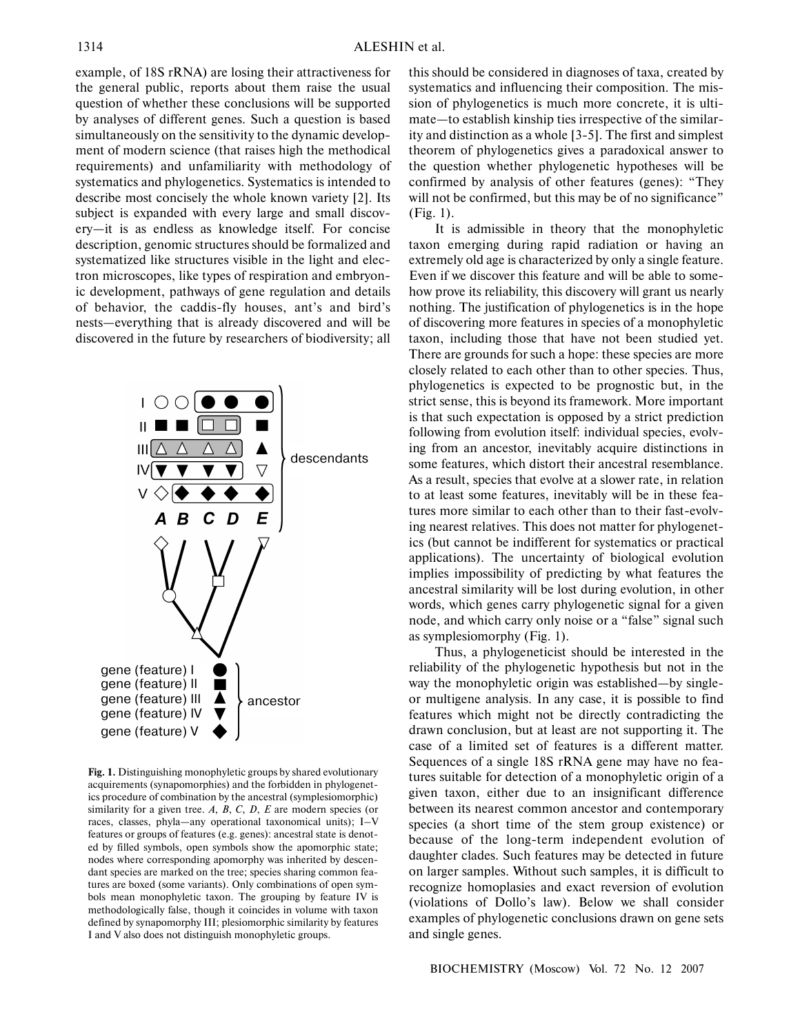example, of 18S rRNA) are losing their attractiveness for the general public, reports about them raise the usual question of whether these conclusions will be supported by analyses of different genes. Such a question is based simultaneously on the sensitivity to the dynamic development of modern science (that raises high the methodical requirements) and unfamiliarity with methodology of systematics and phylogenetics. Systematics is intended to describe most concisely the whole known variety [2]. Its subject is expanded with every large and small discovery—it is as endless as knowledge itself. For concise description, genomic structures should be formalized and systematized like structures visible in the light and electron microscopes, like types of respiration and embryonic development, pathways of gene regulation and details of behavior, the caddis-fly houses, ant's and bird's nests—everything that is already discovered and will be discovered in the future by researchers of biodiversity; all

**Fig. 1.** Distinguishing monophyletic groups by shared evolutionary acquirements (synapomorphies) and the forbidden in phylogenetics procedure of combination by the ancestral (symplesiomorphic) similarity for a given tree. *A*, *B*, *C*, *D*, *E* are modern species (or races, classes, phyla—any operational taxonomical units); I–V features or groups of features (e.g. genes): ancestral state is denoted by filled symbols, open symbols show the apomorphic state; nodes where corresponding apomorphy was inherited by descendant species are marked on the tree; species sharing common features are boxed (some variants). Only combinations of open symbols mean monophyletic taxon. The grouping by feature IV is methodologically false, though it coincides in volume with taxon defined by synapomorphy III; plesiomorphic similarity by features I and V also does not distinguish monophyletic groups.

this should be considered in diagnoses of taxa, created by systematics and influencing their composition. The mission of phylogenetics is much more concrete, it is ultimate—to establish kinship ties irrespective of the similarity and distinction as a whole [3-5]. The first and simplest theorem of phylogenetics gives a paradoxical answer to the question whether phylogenetic hypotheses will be confirmed by analysis of other features (genes): "They will not be confirmed, but this may be of no significance" (Fig. 1).

It is admissible in theory that the monophyletic taxon emerging during rapid radiation or having an extremely old age is characterized by only a single feature. Even if we discover this feature and will be able to somehow prove its reliability, this discovery will grant us nearly nothing. The justification of phylogenetics is in the hope of discovering more features in species of a monophyletic taxon, including those that have not been studied yet. There are grounds for such a hope: these species are more closely related to each other than to other species. Thus, phylogenetics is expected to be prognostic but, in the strict sense, this is beyond its framework. More important is that such expectation is opposed by a strict prediction following from evolution itself: individual species, evolving from an ancestor, inevitably acquire distinctions in some features, which distort their ancestral resemblance. As a result, species that evolve at a slower rate, in relation to at least some features, inevitably will be in these features more similar to each other than to their fast-evolving nearest relatives. This does not matter for phylogenetics (but cannot be indifferent for systematics or practical applications). The uncertainty of biological evolution implies impossibility of predicting by what features the ancestral similarity will be lost during evolution, in other words, which genes carry phylogenetic signal for a given node, and which carry only noise or a "false" signal such as symplesiomorphy (Fig. 1).

Thus, a phylogeneticist should be interested in the reliability of the phylogenetic hypothesis but not in the way the monophyletic origin was established—by single- or multigene analysis. In any case, it is possible to find features which might not be directly contradicting the drawn conclusion, but at least are not supporting it. The case of a limited set of features is a different matter. Sequences of a single 18S rRNA gene may have no features suitable for detection of a monophyletic origin of a given taxon, either due to an insignificant difference between its nearest common ancestor and contemporary species (a short time of the stem group existence) or because of the long-term independent evolution of daughter clades. Such features may be detected in future on larger samples. Without such samples, it is difficult to recognize homoplasies and exact reversion of evolution (violations of Dollo's law). Below we shall consider examples of phylogenetic conclusions drawn on gene sets and single genes.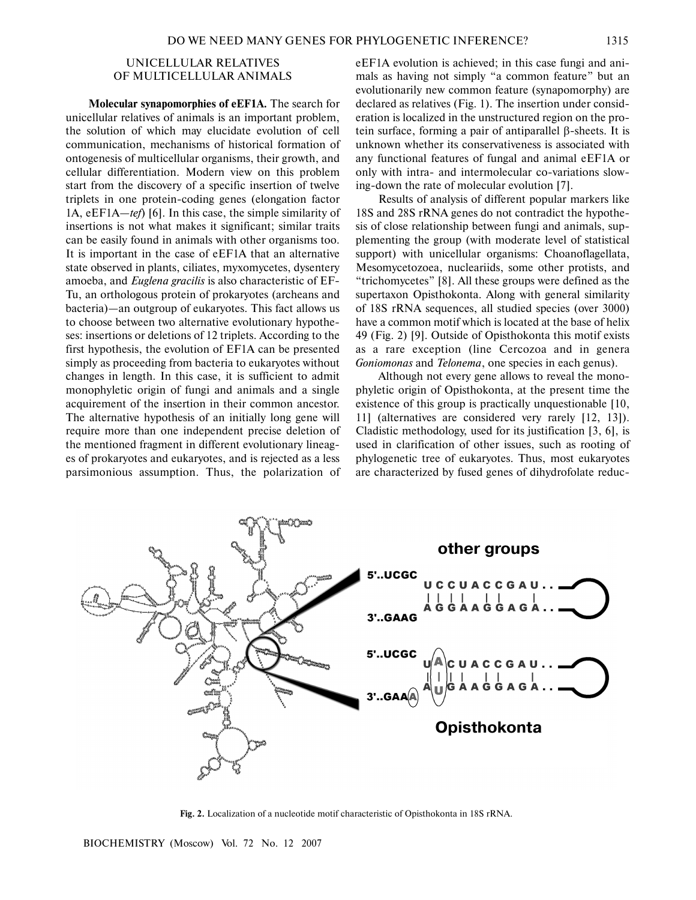## UNICELLULAR RELATIVES OF MULTICELLULAR ANIMALS

**Molecular synapomorphies of eEF1A.** The search for unicellular relatives of animals is an important problem, the solution of which may elucidate evolution of cell communication, mechanisms of historical formation of ontogenesis of multicellular organisms, their growth, and cellular differentiation. Modern view on this problem start from the discovery of a specific insertion of twelve triplets in one protein-coding genes (elongation factor 1A, eEF1A—*tef*) [6]. In this case, the simple similarity of insertions is not what makes it significant; similar traits can be easily found in animals with other organisms too. It is important in the case of eEF1A that an alternative state observed in plants, ciliates, myxomycetes, dysentery amoeba, and *Euglena gracilis* is also characteristic of EF-Tu, an orthologous protein of prokaryotes (archeans and bacteria)—an outgroup of eukaryotes. This fact allows us to choose between two alternative evolutionary hypotheses: insertions or deletions of 12 triplets. According to the first hypothesis, the evolution of EF1A can be presented simply as proceeding from bacteria to eukaryotes without changes in length. In this case, it is sufficient to admit monophyletic origin of fungi and animals and a single acquirement of the insertion in their common ancestor. The alternative hypothesis of an initially long gene will require more than one independent precise deletion of the mentioned fragment in different evolutionary lineages of prokaryotes and eukaryotes, and is rejected as a less parsimonious assumption. Thus, the polarization of eEF1A evolution is achieved; in this case fungi and animals as having not simply "a common feature" but an evolutionarily new common feature (synapomorphy) are declared as relatives (Fig. 1). The insertion under consideration is localized in the unstructured region on the protein surface, forming a pair of antiparallel β-sheets. It is unknown whether its conservativeness is associated with any functional features of fungal and animal eEF1A or only with intra- and intermolecular co-variations slowing-down the rate of molecular evolution [7].

Results of analysis of different popular markers like 18S and 28S rRNA genes do not contradict the hypothesis of close relationship between fungi and animals, supplementing the group (with moderate level of statistical support) with unicellular organisms: Choanoflagellata, Mesomycetozoea, nucleariids, some other protists, and "trichomycetes" [8]. All these groups were defined as the supertaxon Opisthokonta. Along with general similarity of 18S rRNA sequences, all studied species (over 3000) have a common motif which is located at the base of helix 49 (Fig. 2) [9]. Outside of Opisthokonta this motif exists as a rare exception (line Cercozoa and in genera *Goniomonas* and *Telonema*, one species in each genus).

Although not every gene allows to reveal the monophyletic origin of Opisthokonta, at the present time the existence of this group is practically unquestionable [10, 11] (alternatives are considered very rarely [12, 13]). Cladistic methodology, used for its justification [3, 6], is used in clarification of other issues, such as rooting of phylogenetic tree of eukaryotes. Thus, most eukaryotes are characterized by fused genes of dihydrofolate reduc-

**Fig. 2.** Localization of a nucleotide motif characteristic of Opisthokonta in 18S rRNA.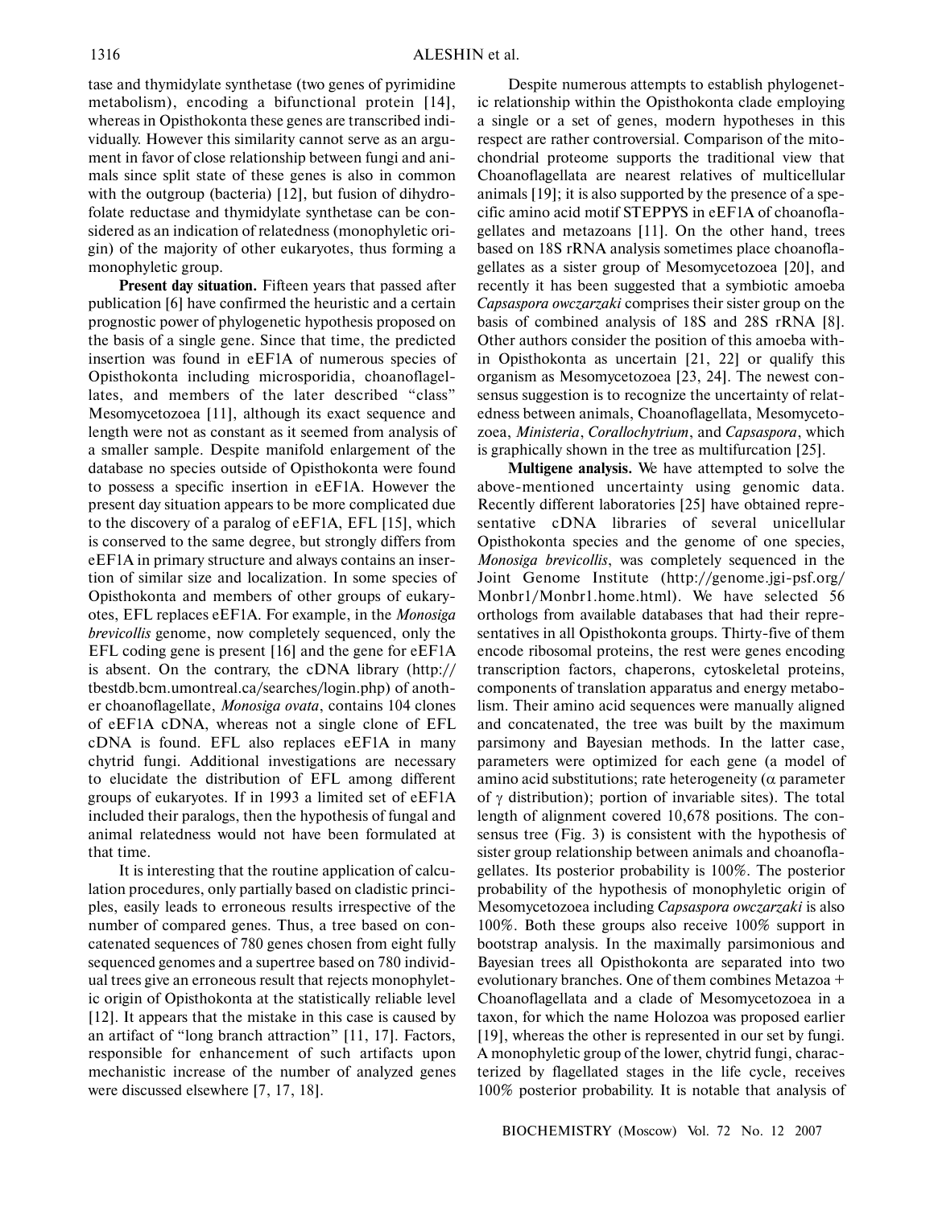tase and thymidylate synthetase (two genes of pyrimidine metabolism), encoding a bifunctional protein [14], whereas in Opisthokonta these genes are transcribed individually. However this similarity cannot serve as an argument in favor of close relationship between fungi and animals since split state of these genes is also in common with the outgroup (bacteria) [12], but fusion of dihydrofolate reductase and thymidylate synthetase can be considered as an indication of relatedness (monophyletic origin) of the majority of other eukaryotes, thus forming a monophyletic group.

**Present day situation.** Fifteen years that passed after publication [6] have confirmed the heuristic and a certain prognostic power of phylogenetic hypothesis proposed on the basis of a single gene. Since that time, the predicted insertion was found in eEF1A of numerous species of Opisthokonta including microsporidia, choanoflagellates, and members of the later described "class" Mesomycetozoea [11], although its exact sequence and length were not as constant as it seemed from analysis of a smaller sample. Despite manifold enlargement of the database no species outside of Opisthokonta were found to possess a specific insertion in eEF1A. However the present day situation appears to be more complicated due to the discovery of a paralog of eEF1A, EFL [15], which is conserved to the same degree, but strongly differs from eEF1A in primary structure and always contains an insertion of similar size and localization. In some species of Opisthokonta and members of other groups of eukaryotes, EFL replaces eEF1A. For example, in the *Monosiga brevicollis* genome, now completely sequenced, only the EFL coding gene is present [16] and the gene for eEF1A is absent. On the contrary, the cDNA library (http://tbestdb.bcm.umontreal.ca/searches/login.php) of another choanoflagellate, *Monosiga ovata*, contains 104 clones of eEF1A cDNA, whereas not a single clone of EFL cDNA is found. EFL also replaces eEF1A in many chytrid fungi. Additional investigations are necessary to elucidate the distribution of EFL among different groups of eukaryotes. If in 1993 a limited set of eEF1A included their paralogs, then the hypothesis of fungal and animal relatedness would not have been formulated at that time.

It is interesting that the routine application of calculation procedures, only partially based on cladistic principles, easily leads to erroneous results irrespective of the number of compared genes. Thus, a tree based on concatenated sequences of 780 genes chosen from eight fully sequenced genomes and a supertree based on 780 individual trees give an erroneous result that rejects monophyletic origin of Opisthokonta at the statistically reliable level [12]. It appears that the mistake in this case is caused by an artifact of "long branch attraction" [11, 17]. Factors, responsible for enhancement of such artifacts upon mechanistic increase of the number of analyzed genes were discussed elsewhere [7, 17, 18].

Despite numerous attempts to establish phylogenetic relationship within the Opisthokonta clade employing a single or a set of genes, modern hypotheses in this respect are rather controversial. Comparison of the mitochondrial proteome supports the traditional view that Choanoflagellata are nearest relatives of multicellular animals [19]; it is also supported by the presence of a specific amino acid motif STEPPYS in eEF1A of choanoflagellates and metazoans [11]. On the other hand, trees based on 18S rRNA analysis sometimes place choanoflagellates as a sister group of Mesomycetozoea [20], and recently it has been suggested that a symbiotic amoeba *Capsaspora owczarzaki* comprises their sister group on the basis of combined analysis of 18S and 28S rRNA [8]. Other authors consider the position of this amoeba within Opisthokonta as uncertain [21, 22] or qualify this organism as Mesomycetozoea [23, 24]. The newest consensus suggestion is to recognize the uncertainty of relatedness between animals, Choanoflagellata, Mesomycetozoea, *Ministeria*, *Corallochytrium*, and *Capsaspora*, which is graphically shown in the tree as multifurcation [25].

**Multigene analysis.** We have attempted to solve the above-mentioned uncertainty using genomic data. Recently different laboratories [25] have obtained representative cDNA libraries of several unicellular Opisthokonta species and the genome of one species, *Monosiga brevicollis*, was completely sequenced in the Joint Genome Institute (http://genome.jgi-psf.org/Monbr1/Monbr1.home.html). We have selected 56 orthologs from available databases that had their representatives in all Opisthokonta groups. Thirty-five of them encode ribosomal proteins, the rest were genes encoding transcription factors, chaperons, cytoskeletal proteins, components of translation apparatus and energy metabolism. Their amino acid sequences were manually aligned and concatenated, the tree was built by the maximum parsimony and Bayesian methods. In the latter case, parameters were optimized for each gene (a model of amino acid substitutions; rate heterogeneity ($\alpha$ parameter of $\gamma$ distribution); portion of invariable sites). The total length of alignment covered 10,678 positions. The consensus tree (Fig. 3) is consistent with the hypothesis of sister group relationship between animals and choanoflagellates. Its posterior probability is 100%. The posterior probability of the hypothesis of monophyletic origin of Mesomycetozoea including *Capsaspora owczarzaki* is also 100%. Both these groups also receive 100% support in bootstrap analysis. In the maximally parsimonious and Bayesian trees all Opisthokonta are separated into two evolutionary branches. One of them combines Metazoa + Choanoflagellata and a clade of Mesomycetozoea in a taxon, for which the name Holozoa was proposed earlier [19], whereas the other is represented in our set by fungi. A monophyletic group of the lower, chytrid fungi, characterized by flagellated stages in the life cycle, receives 100% posterior probability. It is notable that analysis of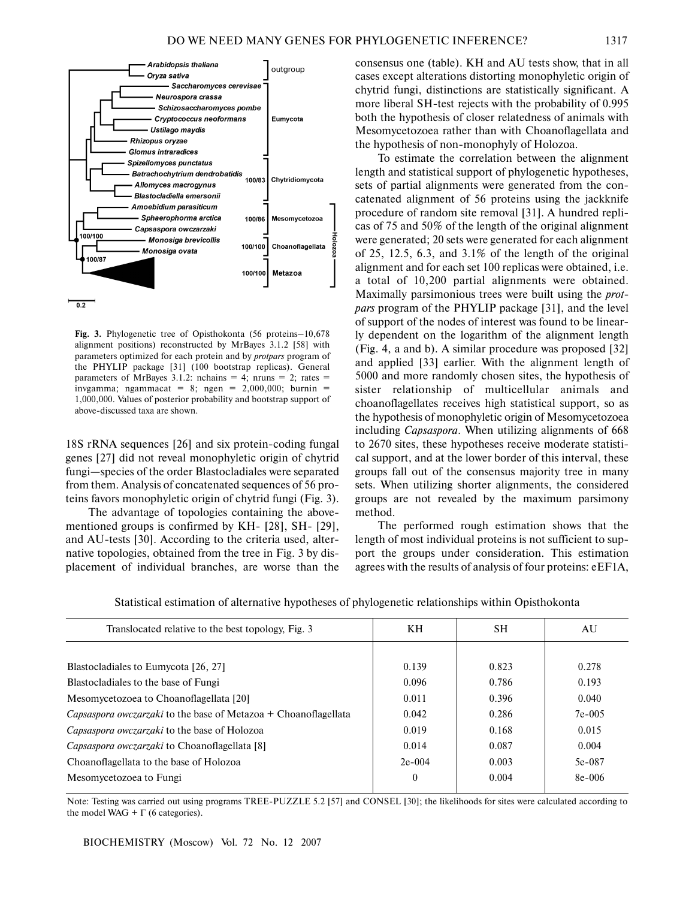Fig. 3. Phylogenetic tree of Opisthokonta (56 proteins–10,678 alignment positions) reconstructed by MrBayes 3.1.2 [58] with parameters optimized for each protein and by *protpars* program of the PHYLIP package [31] (100 bootstrap replicas). General parameters of MrBayes 3.1.2: nchains = 4; nruns = 2; rates = invgamma; ngammacat = 8; ngen = 2,000,000; burnin = 1,000,000. Values of posterior probability and bootstrap support of above-discussed taxa are shown.

18S rRNA sequences [26] and six protein-coding fungal genes [27] did not reveal monophyletic origin of chytrid fungi—species of the order Blastocladiales were separated from them. Analysis of concatenated sequences of 56 proteins favors monophyletic origin of chytrid fungi (Fig. 3).

The advantage of topologies containing the above-mentioned groups is confirmed by KH- [28], SH- [29], and AU-tests [30]. According to the criteria used, alternative topologies, obtained from the tree in Fig. 3 by displacement of individual branches, are worse than the consensus one (table). KH and AU tests show, that in all cases except alterations distorting monophyletic origin of chytrid fungi, distinctions are statistically significant. A more liberal SH-test rejects with the probability of 0.995 both the hypothesis of closer relatedness of animals with Mesomycetozoea rather than with Choanoflagellata and the hypothesis of non-monophyly of Holozoa.

To estimate the correlation between the alignment length and statistical support of phylogenetic hypotheses, sets of partial alignments were generated from the concatenated alignment of 56 proteins using the jackknife procedure of random site removal [31]. A hundred replicas of 75 and 50% of the length of the original alignment were generated; 20 sets were generated for each alignment of 25, 12.5, 6.3, and 3.1% of the length of the original alignment and for each set 100 replicas were obtained, i.e. a total of 10,200 partial alignments were obtained. Maximally parsimonious trees were built using the *protpars* program of the PHYLIP package [31], and the level of support of the nodes of interest was found to be linearly dependent on the logarithm of the alignment length (Fig. 4, a and b). A similar procedure was proposed [32] and applied [33] earlier. With the alignment length of 5000 and more randomly chosen sites, the hypothesis of sister relationship of multicellular animals and choanoflagellates receives high statistical support, so as the hypothesis of monophyletic origin of Mesomycetozoea including *Capsaspora*. When utilizing alignments of 668 to 2670 sites, these hypotheses receive moderate statistical support, and at the lower border of this interval, these groups fall out of the consensus majority tree in many sets. When utilizing shorter alignments, the considered groups are not revealed by the maximum parsimony method.

The performed rough estimation shows that the length of most individual proteins is not sufficient to support the groups under consideration. This estimation agrees with the results of analysis of four proteins: eEF1A,

Statistical estimation of alternative hypotheses of phylogenetic relationships within Opisthokonta

| Translocated relative to the best topology, Fig. 3 | KH | SH | AU |
|---|---|---|---|
| Blastocladiales to Eumycota [26, 27] | 0.139 | 0.823 | 0.278 |
| Blastocladiales to the base of Fungi | 0.096 | 0.786 | 0.193 |
| Mesomycetozoea to Choanoflagellata [20] | 0.011 | 0.396 | 0.040 |
| *Capsaspora owczarzaki* to the base of Metazoa + Choanoflagellata | 0.042 | 0.286 | 7e-005 |
| *Capsaspora owczarzaki* to the base of Holozoa | 0.019 | 0.168 | 0.015 |
| *Capsaspora owczarzaki* to Choanoflagellata [8] | 0.014 | 0.087 | 0.004 |
| Choanoflagellata to the base of Holozoa | 2e-004 | 0.003 | 5e-087 |
| Mesomycetozoea to Fungi | 0 | 0.004 | 8e-006 |

Note: Testing was carried out using programs TREE-PUZZLE 5.2 [57] and CONSEL [30]; the likelihoods for sites were calculated according to the model WAG + $\Gamma$ (6 categories).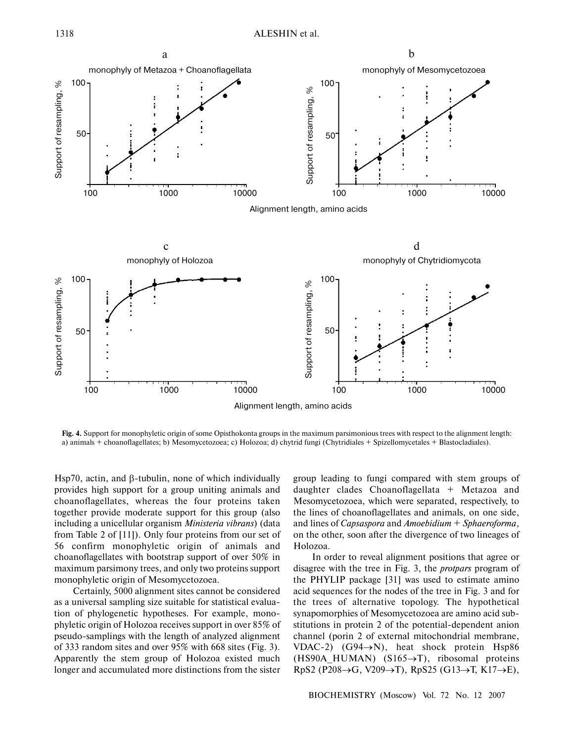**Fig. 4.** Support for monophyletic origin of some Opisthokonta groups in the maximum parsimonious trees with respect to the alignment length: a) animals + choanoflagellates; b) Mesomycetozoea; c) Holozoa; d) chytrid fungi (Chytridiales + Spizellomycetales + Blastocladiales).

Hsp70, actin, and β-tubulin, none of which individually provides high support for a group uniting animals and choanoflagellates, whereas the four proteins taken together provide moderate support for this group (also including a unicellular organism *Ministeria vibrans*) (data from Table 2 of [11]). Only four proteins from our set of 56 confirm monophyletic origin of animals and choanoflagellates with bootstrap support of over 50% in maximum parsimony trees, and only two proteins support monophyletic origin of Mesomycetozoea.

Certainly, 5000 alignment sites cannot be considered as a universal sampling size suitable for statistical evaluation of phylogenetic hypotheses. For example, monophyletic origin of Holozoa receives support in over 85% of pseudo-samplings with the length of analyzed alignment of 333 random sites and over 95% with 668 sites (Fig. 3). Apparently the stem group of Holozoa existed much longer and accumulated more distinctions from the sister group leading to fungi compared with stem groups of daughter clades Choanoflagellata + Metazoa and Mesomycetozoea, which were separated, respectively, to the lines of choanoflagellates and animals, on one side, and lines of *Capsaspora* and *Amoebidium* + *Sphaeroforma*, on the other, soon after the divergence of two lineages of Holozoa.

In order to reveal alignment positions that agree or disagree with the tree in Fig. 3, the *protpars* program of the PHYLIP package [31] was used to estimate amino acid sequences for the nodes of the tree in Fig. 3 and for the trees of alternative topology. The hypothetical synapomorphies of Mesomycetozoea are amino acid substitutions in protein 2 of the potential-dependent anion channel (porin 2 of external mitochondrial membrane, VDAC-2) (G94→N), heat shock protein Hsp86 (HS90A_HUMAN) (S165→T), ribosomal proteins RpS2 (P208→G, V209→T), RpS25 (G13→T, K17→E),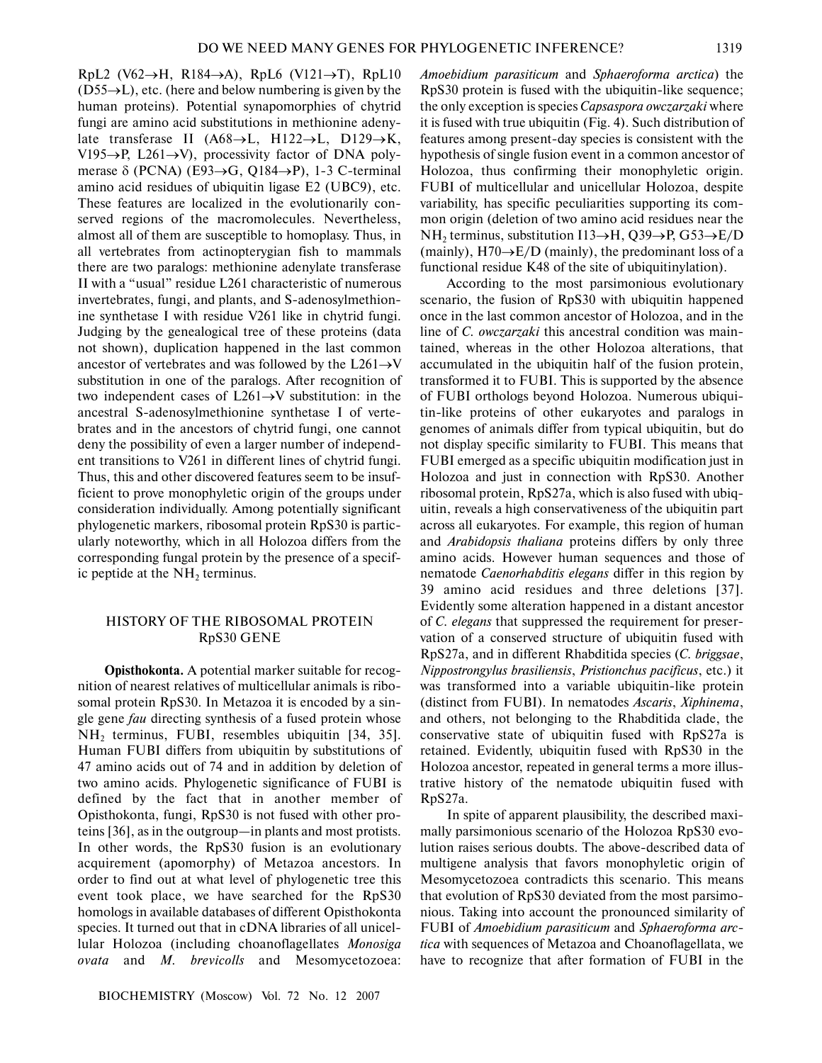RpL2 (V62→H, R184→A), RpL6 (V121→T), RpL10 (D55→L), etc. (here and below numbering is given by the human proteins). Potential synapomorphies of chytrid fungi are amino acid substitutions in methionine adenylate transferase II (A68→L, H122→L, D129→K, V195→P, L261→V), processivity factor of DNA polymerase δ (PCNA) (E93→G, Q184→P), 1-3 C-terminal amino acid residues of ubiquitin ligase E2 (UBC9), etc. These features are localized in the evolutionarily conserved regions of the macromolecules. Nevertheless, almost all of them are susceptible to homoplasy. Thus, in all vertebrates from actinopterygian fish to mammals there are two paralogs: methionine adenylate transferase II with a "usual" residue L261 characteristic of numerous invertebrates, fungi, and plants, and S-adenosylmethionine synthetase I with residue V261 like in chytrid fungi. Judging by the genealogical tree of these proteins (data not shown), duplication happened in the last common ancestor of vertebrates and was followed by the L261→V substitution in one of the paralogs. After recognition of two independent cases of L261→V substitution: in the ancestral S-adenosylmethionine synthetase I of vertebrates and in the ancestors of chytrid fungi, one cannot deny the possibility of even a larger number of independent transitions to V261 in different lines of chytrid fungi. Thus, this and other discovered features seem to be insufficient to prove monophyletic origin of the groups under consideration individually. Among potentially significant phylogenetic markers, ribosomal protein RpS30 is particularly noteworthy, which in all Holozoa differs from the corresponding fungal protein by the presence of a specific peptide at the $NH_2$ terminus.

## HISTORY OF THE RIBOSOMAL PROTEIN RpS30 GENE

**Opisthokonta.** A potential marker suitable for recognition of nearest relatives of multicellular animals is ribosomal protein RpS30. In Metazoa it is encoded by a single gene *fau* directing synthesis of a fused protein whose $NH_2$ terminus, FUBI, resembles ubiquitin [34, 35]. Human FUBI differs from ubiquitin by substitutions of 47 amino acids out of 74 and in addition by deletion of two amino acids. Phylogenetic significance of FUBI is defined by the fact that in another member of Opisthokonta, fungi, RpS30 is not fused with other proteins [36], as in the outgroup—in plants and most protists. In other words, the RpS30 fusion is an evolutionary acquirement (apomorphy) of Metazoa ancestors. In order to find out at what level of phylogenetic tree this event took place, we have searched for the RpS30 homologs in available databases of different Opisthokonta species. It turned out that in cDNA libraries of all unicellular Holozoa (including choanoflagellates *Monosiga ovata* and *M. brevicolls* and Mesomycetozoea: *Amoebidium parasiticum* and *Sphaeroforma arctica*) the RpS30 protein is fused with the ubiquitin-like sequence; the only exception is species *Capsaspora owczarzaki* where it is fused with true ubiquitin (Fig. 4). Such distribution of features among present-day species is consistent with the hypothesis of single fusion event in a common ancestor of Holozoa, thus confirming their monophyletic origin. FUBI of multicellular and unicellular Holozoa, despite variability, has specific peculiarities supporting its common origin (deletion of two amino acid residues near the $NH_2$ terminus, substitution I13→H, Q39→P, G53→E/D (mainly), H70→E/D (mainly), the predominant loss of a functional residue K48 of the site of ubiquitinylation).

According to the most parsimonious evolutionary scenario, the fusion of RpS30 with ubiquitin happened once in the last common ancestor of Holozoa, and in the line of *C. owczarzaki* this ancestral condition was maintained, whereas in the other Holozoa alterations, that accumulated in the ubiquitin half of the fusion protein, transformed it to FUBI. This is supported by the absence of FUBI orthologs beyond Holozoa. Numerous ubiquitin-like proteins of other eukaryotes and paralogs in genomes of animals differ from typical ubiquitin, but do not display specific similarity to FUBI. This means that FUBI emerged as a specific ubiquitin modification just in Holozoa and just in connection with RpS30. Another ribosomal protein, RpS27a, which is also fused with ubiquitin, reveals a high conservativeness of the ubiquitin part across all eukaryotes. For example, this region of human and *Arabidopsis thaliana* proteins differs by only three amino acids. However human sequences and those of nematode *Caenorhabditis elegans* differ in this region by 39 amino acid residues and three deletions [37]. Evidently some alteration happened in a distant ancestor of *C. elegans* that suppressed the requirement for preservation of a conserved structure of ubiquitin fused with RpS27a, and in different Rhabditida species (*C. briggsae*, *Nippostrongylus brasiliensis*, *Pristionchus pacificus*, etc.) it was transformed into a variable ubiquitin-like protein (distinct from FUBI). In nematodes *Ascaris*, *Xiphinema*, and others, not belonging to the Rhabditida clade, the conservative state of ubiquitin fused with RpS27a is retained. Evidently, ubiquitin fused with RpS30 in the Holozoa ancestor, repeated in general terms a more illustrative history of the nematode ubiquitin fused with RpS27a.

In spite of apparent plausibility, the described maximally parsimonious scenario of the Holozoa RpS30 evolution raises serious doubts. The above-described data of multigene analysis that favors monophyletic origin of Mesomycetozoea contradicts this scenario. This means that evolution of RpS30 deviated from the most parsimonious. Taking into account the pronounced similarity of FUBI of *Amoebidium parasiticum* and *Sphaeroforma arctica* with sequences of Metazoa and Choanoflagellata, we have to recognize that after formation of FUBI in the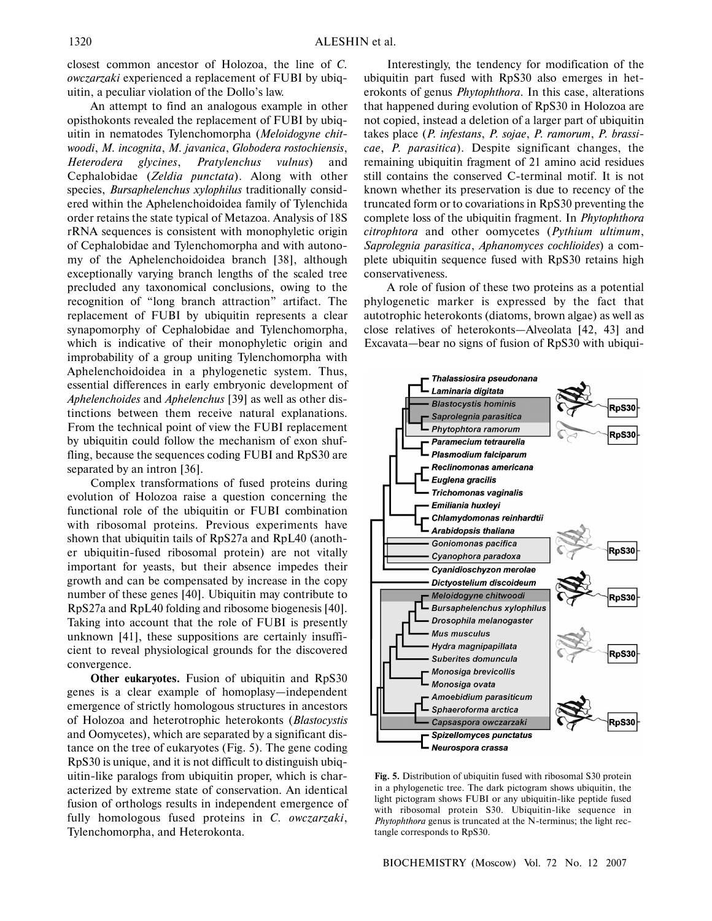closest common ancestor of Holozoa, the line of *C. owczarzaki* experienced a replacement of FUBI by ubiquitin, a peculiar violation of the Dollo's law.

An attempt to find an analogous example in other opisthokonts revealed the replacement of FUBI by ubiquitin in nematodes Tylenchomorpha (*Meloidogyne chitwoodi*, *M. incognita*, *M. javanica*, *Globodera rostochiensis*, *Heterodera glycines*, *Pratylenchus vulnus*) and Cephalobidae (*Zeldia punctata*). Along with other species, *Bursaphelenchus xylophilus* traditionally considered within the Aphelenchoidoidea family of Tylenchida order retains the state typical of Metazoa. Analysis of 18S rRNA sequences is consistent with monophyletic origin of Cephalobidae and Tylenchomorpha and with autonomy of the Aphelenchoidoidea branch [38], although exceptionally varying branch lengths of the scaled tree precluded any taxonomical conclusions, owing to the recognition of "long branch attraction" artifact. The replacement of FUBI by ubiquitin represents a clear synapomorphy of Cephalobidae and Tylenchomorpha, which is indicative of their monophyletic origin and improbability of a group uniting Tylenchomorpha with Aphelenchoidoidea in a phylogenetic system. Thus, essential differences in early embryonic development of *Aphelenchoides* and *Aphelenchus* [39] as well as other distinctions between them receive natural explanations. From the technical point of view the FUBI replacement by ubiquitin could follow the mechanism of exon shuffling, because the sequences coding FUBI and RpS30 are separated by an intron [36].

Complex transformations of fused proteins during evolution of Holozoa raise a question concerning the functional role of the ubiquitin or FUBI combination with ribosomal proteins. Previous experiments have shown that ubiquitin tails of RpS27a and RpL40 (another ubiquitin-fused ribosomal protein) are not vitally important for yeasts, but their absence impedes their growth and can be compensated by increase in the copy number of these genes [40]. Ubiquitin may contribute to RpS27a and RpL40 folding and ribosome biogenesis [40]. Taking into account that the role of FUBI is presently unknown [41], these suppositions are certainly insufficient to reveal physiological grounds for the discovered convergence.

**Other eukaryotes.** Fusion of ubiquitin and RpS30 genes is a clear example of homoplasy—independent emergence of strictly homologous structures in ancestors of Holozoa and heterotrophic heterokonts (*Blastocystis* and Oomycetes), which are separated by a significant distance on the tree of eukaryotes (Fig. 5). The gene coding RpS30 is unique, and it is not difficult to distinguish ubiquitin-like paralogs from ubiquitin proper, which is characterized by extreme state of conservation. An identical fusion of orthologs results in independent emergence of fully homologous fused proteins in *C. owczarzaki*, Tylenchomorpha, and Heterokonta.

Interestingly, the tendency for modification of the ubiquitin part fused with RpS30 also emerges in heterokonts of genus *Phytophthora*. In this case, alterations that happened during evolution of RpS30 in Holozoa are not copied, instead a deletion of a larger part of ubiquitin takes place (*P. infestans*, *P. sojae*, *P. ramorum*, *P. brassicae*, *P. parasitica*). Despite significant changes, the remaining ubiquitin fragment of 21 amino acid residues still contains the conserved C-terminal motif. It is not known whether its preservation is due to recency of the truncated form or to covariations in RpS30 preventing the complete loss of the ubiquitin fragment. In *Phytophthora citrophtora* and other oomycetes (*Pythium ultimum*, *Saprolegnia parasitica*, *Aphanomyces cochlioides*) a complete ubiquitin sequence fused with RpS30 retains high conservativeness.

A role of fusion of these two proteins as a potential phylogenetic marker is expressed by the fact that autotrophic heterokonts (diatoms, brown algae) as well as close relatives of heterokonts—Alveolata [42, 43] and Excavata—bear no signs of fusion of RpS30 with ubiqui-

**Fig. 5.** Distribution of ubiquitin fused with ribosomal S30 protein in a phylogenetic tree. The dark pictogram shows ubiquitin, the light pictogram shows FUBI or any ubiquitin-like peptide fused with ribosomal protein S30. Ubiquitin-like sequence in *Phytophthora* genus is truncated at the N-terminus; the light rectangle corresponds to RpS30.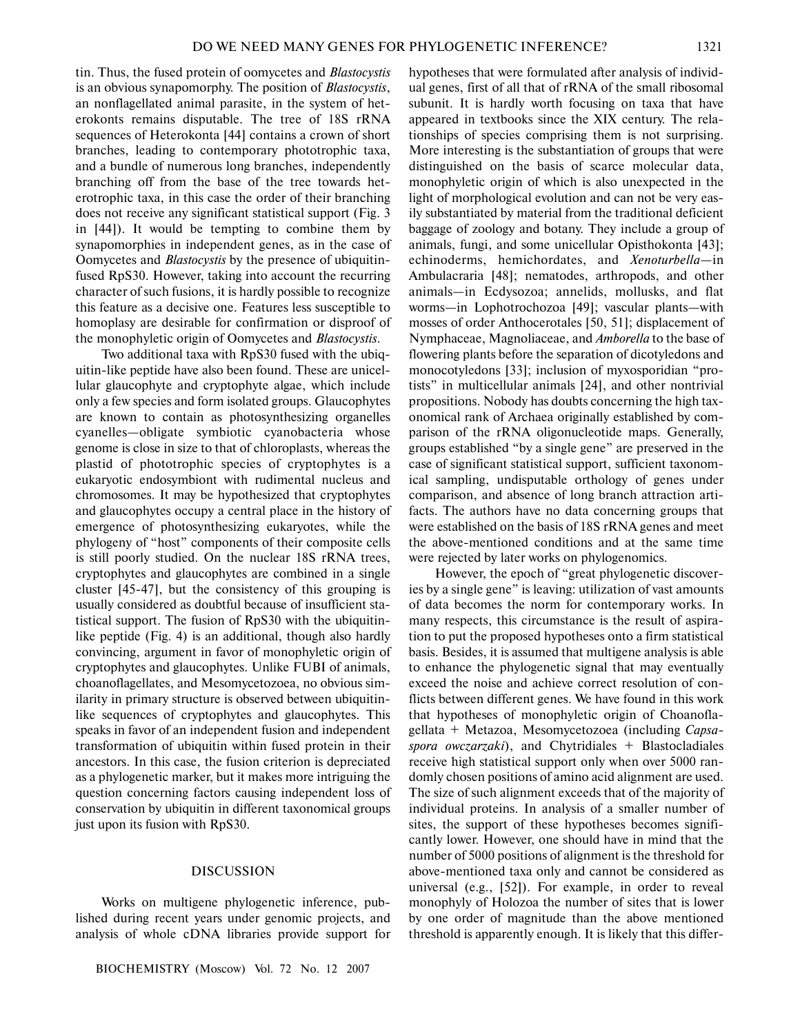tin. Thus, the fused protein of oomycetes and *Blastocystis* is an obvious synapomorphy. The position of *Blastocystis*, an nonflagellated animal parasite, in the system of heterokonts remains disputable. The tree of 18S rRNA sequences of Heterokonta [44] contains a crown of short branches, leading to contemporary phototrophic taxa, and a bundle of numerous long branches, independently branching off from the base of the tree towards heterotrophic taxa, in this case the order of their branching does not receive any significant statistical support (Fig. 3 in [44]). It would be tempting to combine them by synapomorphies in independent genes, as in the case of Oomycetes and *Blastocystis* by the presence of ubiquitin-fused RpS30. However, taking into account the recurring character of such fusions, it is hardly possible to recognize this feature as a decisive one. Features less susceptible to homoplasy are desirable for confirmation or disproof of the monophyletic origin of Oomycetes and *Blastocystis*.

Two additional taxa with RpS30 fused with the ubiquitin-like peptide have also been found. These are unicellular glaucophyte and cryptophyte algae, which include only a few species and form isolated groups. Glaucophytes are known to contain as photosynthesizing organelles cyanelles—obligate symbiotic cyanobacteria whose genome is close in size to that of chloroplasts, whereas the plastid of phototrophic species of cryptophytes is a eukaryotic endosymbiont with rudimental nucleus and chromosomes. It may be hypothesized that cryptophytes and glaucophytes occupy a central place in the history of emergence of photosynthesizing eukaryotes, while the phylogeny of "host" components of their composite cells is still poorly studied. On the nuclear 18S rRNA trees, cryptophytes and glaucophytes are combined in a single cluster [45-47], but the consistency of this grouping is usually considered as doubtful because of insufficient statistical support. The fusion of RpS30 with the ubiquitin-like peptide (Fig. 4) is an additional, though also hardly convincing, argument in favor of monophyletic origin of cryptophytes and glaucophytes. Unlike FUBI of animals, choanoflagellates, and Mesomycetozoea, no obvious similarity in primary structure is observed between ubiquitin-like sequences of cryptophytes and glaucophytes. This speaks in favor of an independent fusion and independent transformation of ubiquitin within fused protein in their ancestors. In this case, the fusion criterion is depreciated as a phylogenetic marker, but it makes more intriguing the question concerning factors causing independent loss of conservation by ubiquitin in different taxonomical groups just upon its fusion with RpS30.

## DISCUSSION

Works on multigene phylogenetic inference, published during recent years under genomic projects, and analysis of whole cDNA libraries provide support for hypotheses that were formulated after analysis of individual genes, first of all that of rRNA of the small ribosomal subunit. It is hardly worth focusing on taxa that have appeared in textbooks since the XIX century. The relationships of species comprising them is not surprising. More interesting is the substantiation of groups that were distinguished on the basis of scarce molecular data, monophyletic origin of which is also unexpected in the light of morphological evolution and can not be very easily substantiated by material from the traditional deficient baggage of zoology and botany. They include a group of animals, fungi, and some unicellular Opisthokonta [43]; echinoderms, hemichordates, and *Xenoturbella*—in Ambulacraria [48]; nematodes, arthropods, and other animals—in Ecdysozoa; annelids, mollusks, and flat worms—in Lophotrochozoa [49]; vascular plants—with mosses of order Anthocerotales [50, 51]; displacement of Nymphaceae, Magnoliaceae, and *Amborella* to the base of flowering plants before the separation of dicotyledons and monocotyledons [33]; inclusion of myxosporidian "protists" in multicellular animals [24], and other nontrivial propositions. Nobody has doubts concerning the high taxonomical rank of Archaea originally established by comparison of the rRNA oligonucleotide maps. Generally, groups established "by a single gene" are preserved in the case of significant statistical support, sufficient taxonomical sampling, undisputable orthology of genes under comparison, and absence of long branch attraction artifacts. The authors have no data concerning groups that were established on the basis of 18S rRNA genes and meet the above-mentioned conditions and at the same time were rejected by later works on phylogenomics.

However, the epoch of "great phylogenetic discoveries by a single gene" is leaving: utilization of vast amounts of data becomes the norm for contemporary works. In many respects, this circumstance is the result of aspiration to put the proposed hypotheses onto a firm statistical basis. Besides, it is assumed that multigene analysis is able to enhance the phylogenetic signal that may eventually exceed the noise and achieve correct resolution of conflicts between different genes. We have found in this work that hypotheses of monophyletic origin of Choanoflagellata + Metazoa, Mesomycetozoea (including *Capsaspora owczarzaki*), and Chytridiales + Blastocladiales receive high statistical support only when over 5000 randomly chosen positions of amino acid alignment are used. The size of such alignment exceeds that of the majority of individual proteins. In analysis of a smaller number of sites, the support of these hypotheses becomes significantly lower. However, one should have in mind that the number of 5000 positions of alignment is the threshold for above-mentioned taxa only and cannot be considered as universal (e.g., [52]). For example, in order to reveal monophyly of Holozoa the number of sites that is lower by one order of magnitude than the above mentioned threshold is apparently enough. It is likely that this differ-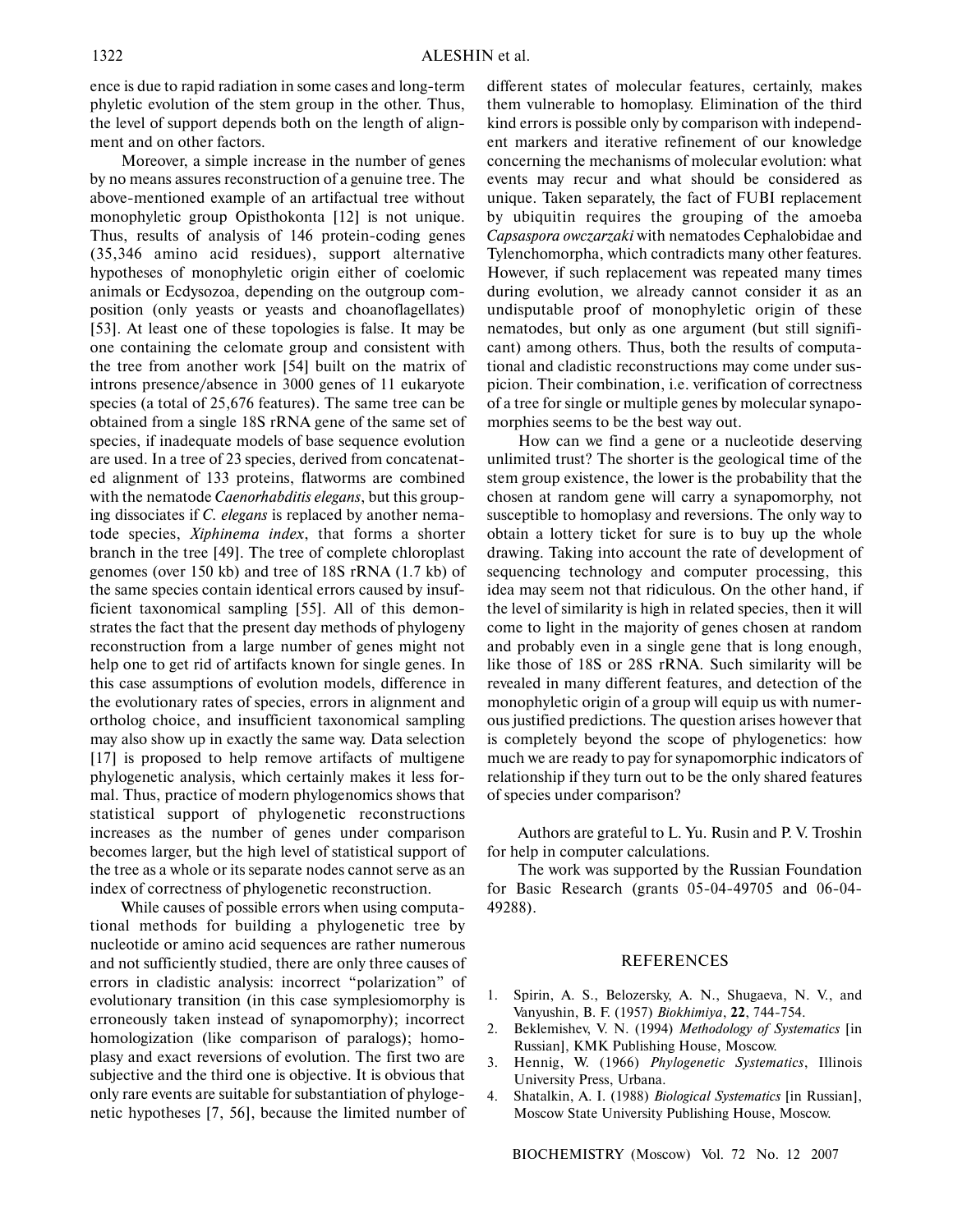ence is due to rapid radiation in some cases and long-term phyletic evolution of the stem group in the other. Thus, the level of support depends both on the length of alignment and on other factors.

Moreover, a simple increase in the number of genes by no means assures reconstruction of a genuine tree. The above-mentioned example of an artifactual tree without monophyletic group Opisthokonta [12] is not unique. Thus, results of analysis of 146 protein-coding genes (35,346 amino acid residues), support alternative hypotheses of monophyletic origin either of coelomic animals or Ecdysozoa, depending on the outgroup composition (only yeasts or yeasts and choanoflagellates) [53]. At least one of these topologies is false. It may be one containing the celomate group and consistent with the tree from another work [54] built on the matrix of introns presence/absence in 3000 genes of 11 eukaryote species (a total of 25,676 features). The same tree can be obtained from a single 18S rRNA gene of the same set of species, if inadequate models of base sequence evolution are used. In a tree of 23 species, derived from concatenated alignment of 133 proteins, flatworms are combined with the nematode *Caenorhabditis elegans*, but this grouping dissociates if *C. elegans* is replaced by another nematode species, *Xiphinema index*, that forms a shorter branch in the tree [49]. The tree of complete chloroplast genomes (over 150 kb) and tree of 18S rRNA (1.7 kb) of the same species contain identical errors caused by insufficient taxonomical sampling [55]. All of this demonstrates the fact that the present day methods of phylogeny reconstruction from a large number of genes might not help one to get rid of artifacts known for single genes. In this case assumptions of evolution models, difference in the evolutionary rates of species, errors in alignment and ortholog choice, and insufficient taxonomical sampling may also show up in exactly the same way. Data selection [17] is proposed to help remove artifacts of multigene phylogenetic analysis, which certainly makes it less formal. Thus, practice of modern phylogenomics shows that statistical support of phylogenetic reconstructions increases as the number of genes under comparison becomes larger, but the high level of statistical support of the tree as a whole or its separate nodes cannot serve as an index of correctness of phylogenetic reconstruction.

While causes of possible errors when using computational methods for building a phylogenetic tree by nucleotide or amino acid sequences are rather numerous and not sufficiently studied, there are only three causes of errors in cladistic analysis: incorrect "polarization" of evolutionary transition (in this case symplesiomorphy is erroneously taken instead of synapomorphy); incorrect homologization (like comparison of paralogs); homoplasy and exact reversions of evolution. The first two are subjective and the third one is objective. It is obvious that only rare events are suitable for substantiation of phylogenetic hypotheses [7, 56], because the limited number of different states of molecular features, certainly, makes them vulnerable to homoplasy. Elimination of the third kind errors is possible only by comparison with independent markers and iterative refinement of our knowledge concerning the mechanisms of molecular evolution: what events may recur and what should be considered as unique. Taken separately, the fact of FUBI replacement by ubiquitin requires the grouping of the amoeba *Capsaspora owczarzaki* with nematodes Cephalobidae and Tylenchomorpha, which contradicts many other features. However, if such replacement was repeated many times during evolution, we already cannot consider it as an undisputable proof of monophyletic origin of these nematodes, but only as one argument (but still significant) among others. Thus, both the results of computational and cladistic reconstructions may come under suspicion. Their combination, i.e. verification of correctness of a tree for single or multiple genes by molecular synapomorphies seems to be the best way out.

How can we find a gene or a nucleotide deserving unlimited trust? The shorter is the geological time of the stem group existence, the lower is the probability that the chosen at random gene will carry a synapomorphy, not susceptible to homoplasy and reversions. The only way to obtain a lottery ticket for sure is to buy up the whole drawing. Taking into account the rate of development of sequencing technology and computer processing, this idea may seem not that ridiculous. On the other hand, if the level of similarity is high in related species, then it will come to light in the majority of genes chosen at random and probably even in a single gene that is long enough, like those of 18S or 28S rRNA. Such similarity will be revealed in many different features, and detection of the monophyletic origin of a group will equip us with numerous justified predictions. The question arises however that is completely beyond the scope of phylogenetics: how much we are ready to pay for synapomorphic indicators of relationship if they turn out to be the only shared features of species under comparison?

Authors are grateful to L. Yu. Rusin and P. V. Troshin for help in computer calculations.

The work was supported by the Russian Foundation for Basic Research (grants 05-04-49705 and 06-04-49288).

## REFERENCES

1. Spirin, A. S., Belozersky, A. N., Shugaeva, N. V., and Vanyushin, B. F. (1957) *Biokhimiya*, **22**, 744-754.
2. Beklemishev, V. N. (1994) *Methodology of Systematics* [in Russian], KMK Publishing House, Moscow.
3. Hennig, W. (1966) *Phylogenetic Systematics*, Illinois University Press, Urbana.
4. Shatalkin, A. I. (1988) *Biological Systematics* [in Russian], Moscow State University Publishing House, Moscow.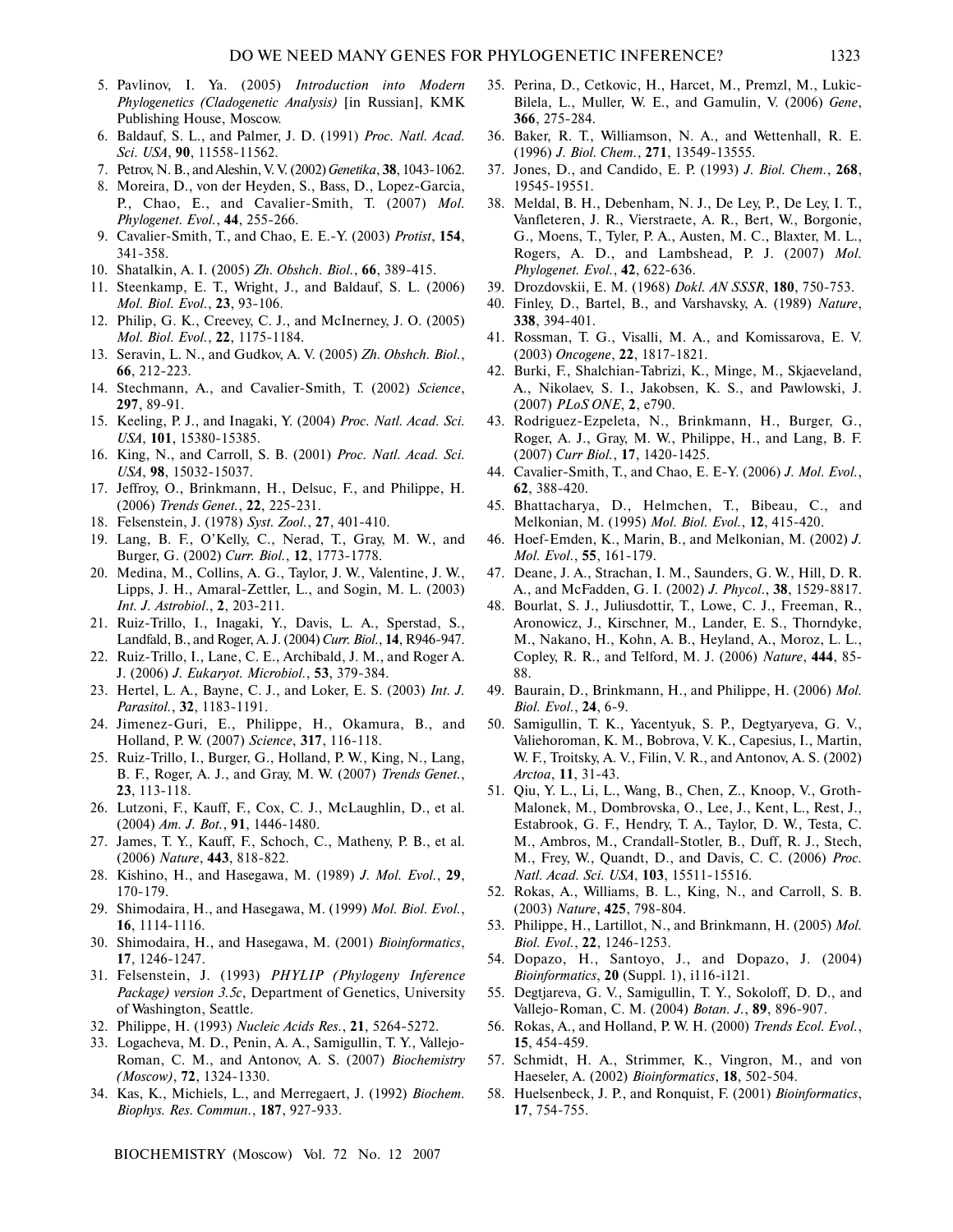5. Pavlinov, I. Ya. (2005) *Introduction into Modern Phylogenetics (Cladogenetic Analysis)* [in Russian], KMK Publishing House, Moscow.
6. Baldauf, S. L., and Palmer, J. D. (1991) *Proc. Natl. Acad. Sci. USA*, **90**, 11558-11562.
7. Petrov, N. B., and Aleshin, V. V. (2002) *Genetika*, **38**, 1043-1062.
8. Moreira, D., von der Heyden, S., Bass, D., Lopez-Garcia, P., Chao, E., and Cavalier-Smith, T. (2007) *Mol. Phylogenet. Evol.*, **44**, 255-266.
9. Cavalier-Smith, T., and Chao, E. E.-Y. (2003) *Protist*, **154**, 341-358.
10. Shatalkin, A. I. (2005) *Zh. Obshch. Biol.*, **66**, 389-415.
11. Steenkamp, E. T., Wright, J., and Baldauf, S. L. (2006) *Mol. Biol. Evol.*, **23**, 93-106.
12. Philip, G. K., Creevey, C. J., and McInerney, J. O. (2005) *Mol. Biol. Evol.*, **22**, 1175-1184.
13. Seravin, L. N., and Gudkov, A. V. (2005) *Zh. Obshch. Biol.*, **66**, 212-223.
14. Stechmann, A., and Cavalier-Smith, T. (2002) *Science*, **297**, 89-91.
15. Keeling, P. J., and Inagaki, Y. (2004) *Proc. Natl. Acad. Sci. USA*, **101**, 15380-15385.
16. King, N., and Carroll, S. B. (2001) *Proc. Natl. Acad. Sci. USA*, **98**, 15032-15037.
17. Jeffroy, O., Brinkmann, H., Delsuc, F., and Philippe, H. (2006) *Trends Genet.*, **22**, 225-231.
18. Felsenstein, J. (1978) *Syst. Zool.*, **27**, 401-410.
19. Lang, B. F., O'Kelly, C., Nerad, T., Gray, M. W., and Burger, G. (2002) *Curr. Biol.*, **12**, 1773-1778.
20. Medina, M., Collins, A. G., Taylor, J. W., Valentine, J. W., Lipps, J. H., Amaral-Zettler, L., and Sogin, M. L. (2003) *Int. J. Astrobiol.*, **2**, 203-211.
21. Ruiz-Trillo, I., Inagaki, Y., Davis, L. A., Sperstad, S., Landfald, B., and Roger, A. J. (2004) *Curr. Biol.*, **14**, R946-947.
22. Ruiz-Trillo, I., Lane, C. E., Archibald, J. M., and Roger A. J. (2006) *J. Eukaryot. Microbiol.*, **53**, 379-384.
23. Hertel, L. A., Bayne, C. J., and Loker, E. S. (2003) *Int. J. Parasitol.*, **32**, 1183-1191.
24. Jimenez-Guri, E., Philippe, H., Okamura, B., and Holland, P. W. (2007) *Science*, **317**, 116-118.
25. Ruiz-Trillo, I., Burger, G., Holland, P. W., King, N., Lang, B. F., Roger, A. J., and Gray, M. W. (2007) *Trends Genet.*, **23**, 113-118.
26. Lutzoni, F., Kauff, F., Cox, C. J., McLaughlin, D., et al. (2004) *Am. J. Bot.*, **91**, 1446-1480.
27. James, T. Y., Kauff, F., Schoch, C., Matheny, P. B., et al. (2006) *Nature*, **443**, 818-822.
28. Kishino, H., and Hasegawa, M. (1989) *J. Mol. Evol.*, **29**, 170-179.
29. Shimodaira, H., and Hasegawa, M. (1999) *Mol. Biol. Evol.*, **16**, 1114-1116.
30. Shimodaira, H., and Hasegawa, M. (2001) *Bioinformatics*, **17**, 1246-1247.
31. Felsenstein, J. (1993) *PHYLIP (Phylogeny Inference Package) version 3.5c*, Department of Genetics, University of Washington, Seattle.
32. Philippe, H. (1993) *Nucleic Acids Res.*, **21**, 5264-5272.
33. Logacheva, M. D., Penin, A. A., Samigullin, T. Y., Vallejo-Roman, C. M., and Antonov, A. S. (2007) *Biochemistry (Moscow)*, **72**, 1324-1330.
34. Kas, K., Michiels, L., and Merregaert, J. (1992) *Biochem. Biophys. Res. Commun.*, **187**, 927-933.
35. Perina, D., Cetkovic, H., Harcet, M., Premzl, M., Lukic-Bilela, L., Muller, W. E., and Gamulin, V. (2006) *Gene*, **366**, 275-284.
36. Baker, R. T., Williamson, N. A., and Wettenhall, R. E. (1996) *J. Biol. Chem.*, **271**, 13549-13555.
37. Jones, D., and Candido, E. P. (1993) *J. Biol. Chem.*, **268**, 19545-19551.
38. Meldal, B. H., Debenham, N. J., De Ley, P., De Ley, I. T., Vanfleteren, J. R., Vierstraete, A. R., Bert, W., Borgonie, G., Moens, T., Tyler, P. A., Austen, M. C., Blaxter, M. L., Rogers, A. D., and Lambshead, P. J. (2007) *Mol. Phylogenet. Evol.*, **42**, 622-636.
39. Drozdovskii, E. M. (1968) *Dokl. AN SSSR*, **180**, 750-753.
40. Finley, D., Bartel, B., and Varshavsky, A. (1989) *Nature*, **338**, 394-401.
41. Rossman, T. G., Visalli, M. A., and Komissarova, E. V. (2003) *Oncogene*, **22**, 1817-1821.
42. Burki, F., Shalchian-Tabrizi, K., Minge, M., Skjaeveland, A., Nikolaev, S. I., Jakobsen, K. S., and Pawlowski, J. (2007) *PLoS ONE*, **2**, e790.
43. Rodriguez-Ezpeleta, N., Brinkmann, H., Burger, G., Roger, A. J., Gray, M. W., Philippe, H., and Lang, B. F. (2007) *Curr Biol.*, **17**, 1420-1425.
44. Cavalier-Smith, T., and Chao, E. E-Y. (2006) *J. Mol. Evol.*, **62**, 388-420.
45. Bhattacharya, D., Helmchen, T., Bibeau, C., and Melkonian, M. (1995) *Mol. Biol. Evol.*, **12**, 415-420.
46. Hoef-Emden, K., Marin, B., and Melkonian, M. (2002) *J. Mol. Evol.*, **55**, 161-179.
47. Deane, J. A., Strachan, I. M., Saunders, G. W., Hill, D. R. A., and McFadden, G. I. (2002) *J. Phycol.*, **38**, 1529-8817.
48. Bourlat, S. J., Juliusdottir, T., Lowe, C. J., Freeman, R., Aronowicz, J., Kirschner, M., Lander, E. S., Thorndyke, M., Nakano, H., Kohn, A. B., Heyland, A., Moroz, L. L., Copley, R. R., and Telford, M. J. (2006) *Nature*, **444**, 85-88.
49. Baurain, D., Brinkmann, H., and Philippe, H. (2006) *Mol. Biol. Evol.*, **24**, 6-9.
50. Samigullin, T. K., Yacentyuk, S. P., Degtyaryeva, G. V., Valiehoroman, K. M., Bobrova, V. K., Capesius, I., Martin, W. F., Troitsky, A. V., Filin, V. R., and Antonov, A. S. (2002) *Arctoa*, **11**, 31-43.
51. Qiu, Y. L., Li, L., Wang, B., Chen, Z., Knoop, V., Groth-Malonek, M., Dombrovska, O., Lee, J., Kent, L., Rest, J., Estabrook, G. F., Hendry, T. A., Taylor, D. W., Testa, C. M., Ambros, M., Crandall-Stotler, B., Duff, R. J., Stech, M., Frey, W., Quandt, D., and Davis, C. C. (2006) *Proc. Natl. Acad. Sci. USA*, **103**, 15511-15516.
52. Rokas, A., Williams, B. L., King, N., and Carroll, S. B. (2003) *Nature*, **425**, 798-804.
53. Philippe, H., Lartillot, N., and Brinkmann, H. (2005) *Mol. Biol. Evol.*, **22**, 1246-1253.
54. Dopazo, H., Santoyo, J., and Dopazo, J. (2004) *Bioinformatics*, **20** (Suppl. 1), i116-i121.
55. Degtjareva, G. V., Samigullin, T. Y., Sokoloff, D. D., and Vallejo-Roman, C. M. (2004) *Botan. J.*, **89**, 896-907.
56. Rokas, A., and Holland, P. W. H. (2000) *Trends Ecol. Evol.*, **15**, 454-459.
57. Schmidt, H. A., Strimmer, K., Vingron, M., and von Haeseler, A. (2002) *Bioinformatics*, **18**, 502-504.
58. Huelsenbeck, J. P., and Ronquist, F. (2001) *Bioinformatics*, **17**, 754-755.